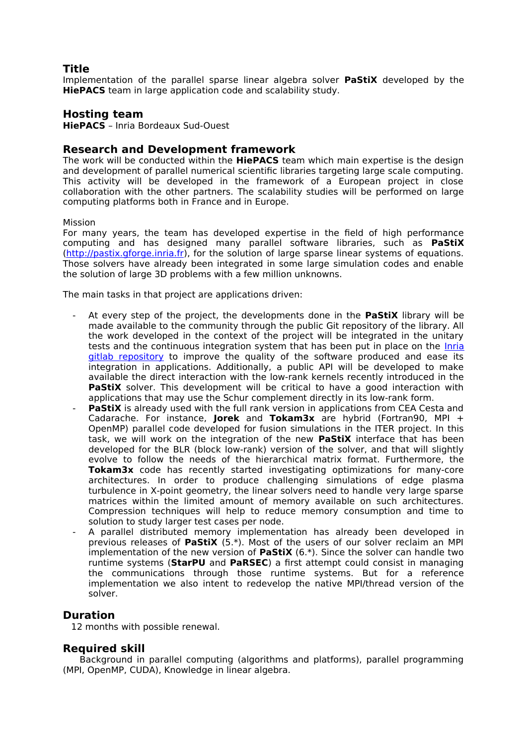## Title

Implementation of the parallel sparse linear algebra solver **PaStiX** developed by the **HiePACS** team in large application code and scalability study.

## Hosting team

**HiePACS** – Inria Bordeaux Sud-Ouest

## Research and Development framework

The work will be conducted within the **HiePACS** team which main expertise is the design and development of parallel numerical scientific libraries targeting large scale computing. This activity will be developed in the framework of a European project in close collaboration with the other partners. The scalability studies will be performed on large computing platforms both in France and in Europe.

Mission

For many years, the team has developed expertise in the field of high performance computing and has designed many parallel software libraries, such as **PaStiX** ([http://pastix.gforge.inria.fr](http://pastix.gforge.inria.fr)), for the solution of large sparse linear systems of equations. Those solvers have already been integrated in some large simulation codes and enable the solution of large 3D problems with a few million unknowns.

The main tasks in that project are applications driven:

- At every step of the project, the developments done in the **PaStiX** library will be made available to the community through the public Git repository of the library. All the work developed in the context of the project will be integrated in the unitary tests and the continuous integration system that has been put in place on the Inria gitlab repository to improve the quality of the software produced and ease its integration in applications. Additionally, a public API will be developed to make available the direct interaction with the low-rank kernels recently introduced in the **PaStiX** solver. This development will be critical to have a good interaction with applications that may use the Schur complement directly in its low-rank form.
- **PaStiX** is already used with the full rank version in applications from CEA Cesta and Cadarache. For instance, **Jorek** and **Tokam3x** are hybrid (Fortran90, MPI + OpenMP) parallel code developed for fusion simulations in the ITER project. In this task, we will work on the integration of the new **PaStiX** interface that has been developed for the BLR (block low-rank) version of the solver, and that will slightly evolve to follow the needs of the hierarchical matrix format. Furthermore, the **Tokam3x** code has recently started investigating optimizations for many-core architectures. In order to produce challenging simulations of edge plasma turbulence in X-point geometry, the linear solvers need to handle very large sparse matrices within the limited amount of memory available on such architectures. Compression techniques will help to reduce memory consumption and time to solution to study larger test cases per node.
- A parallel distributed memory implementation has already been developed in previous releases of **PaStiX** (5.*). Most of the users of our solver reclaim an MPI implementation of the new version of **PaStiX** (6.*). Since the solver can handle two runtime systems (**StarPU** and **PaRSEC**) a first attempt could consist in managing the communications through those runtime systems. But for a reference implementation we also intent to redevelop the native MPI/thread version of the solver.

## Duration

12 months with possible renewal.

## Required skill

Background in parallel computing (algorithms and platforms), parallel programming (MPI, OpenMP, CUDA), Knowledge in linear algebra.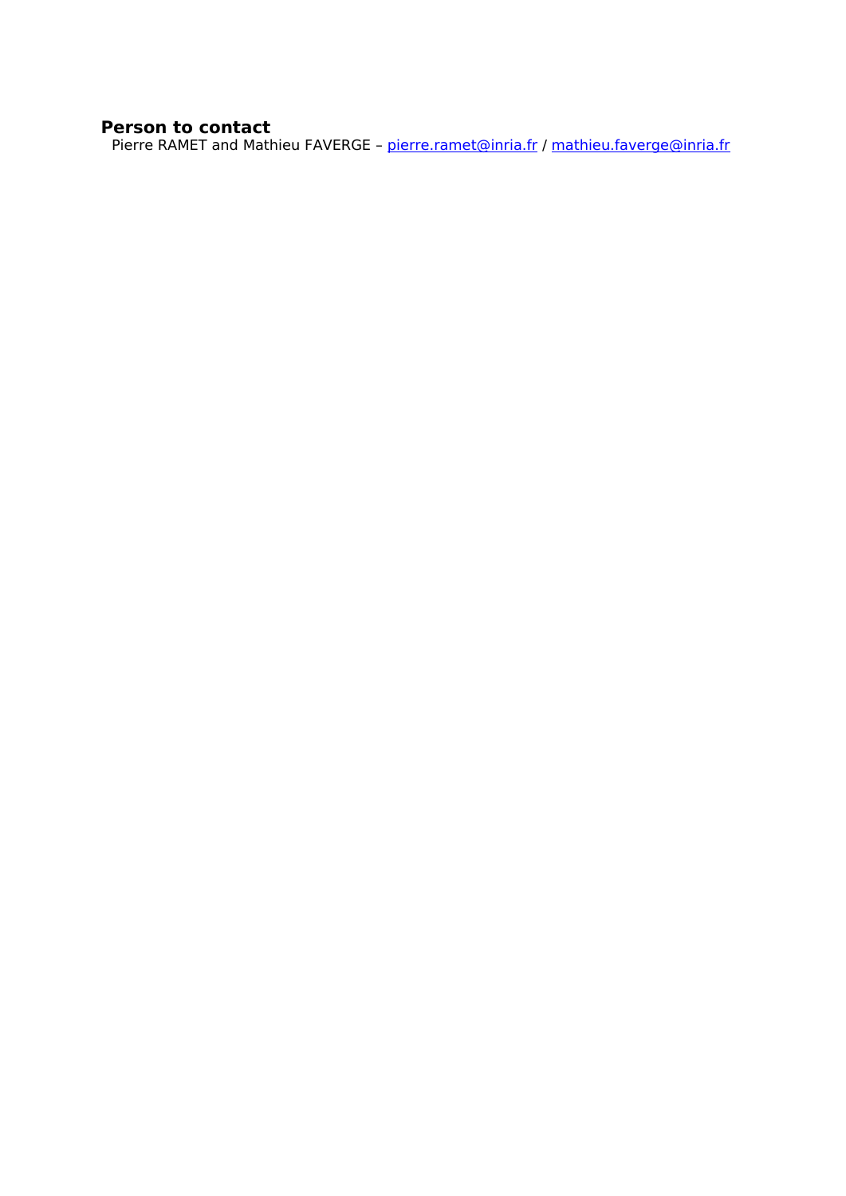### Person to contact

Pierre RAMET and Mathieu FAVERGE – pierre.ramet@inria.fr / mathieu.faverge@inria.fr